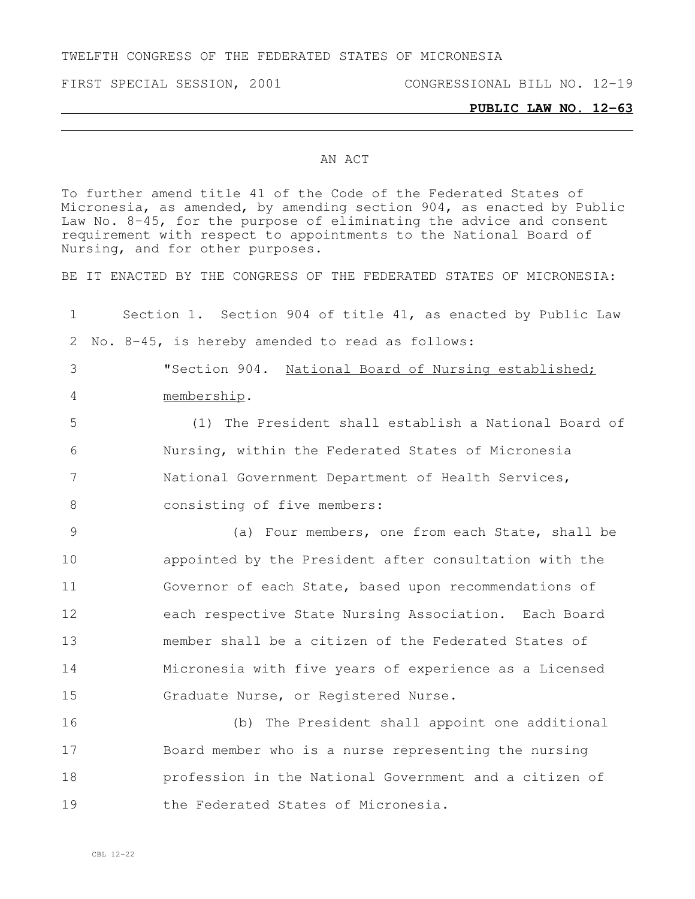TWELFTH CONGRESS OF THE FEDERATED STATES OF MICRONESIA

FIRST SPECIAL SESSION, 2001 CONGRESSIONAL BILL NO. 12-19

**PUBLIC LAW NO. 12-63**

AN ACT

To further amend title 41 of the Code of the Federated States of Micronesia, as amended, by amending section 904, as enacted by Public Law No. 8-45, for the purpose of eliminating the advice and consent requirement with respect to appointments to the National Board of Nursing, and for other purposes.

BE IT ENACTED BY THE CONGRESS OF THE FEDERATED STATES OF MICRONESIA:

1 Section 1. Section 904 of title 41, as enacted by Public Law
2 No. 8-45, is hereby amended to read as follows:
3 "Section 904. National Board of Nursing established;
4 membership.
5 (1) The President shall establish a National Board of
6 Nursing, within the Federated States of Micronesia
7 National Government Department of Health Services,
8 consisting of five members:
9 (a) Four members, one from each State, shall be
10 appointed by the President after consultation with the
11 Governor of each State, based upon recommendations of
12 each respective State Nursing Association. Each Board
13 member shall be a citizen of the Federated States of
14 Micronesia with five years of experience as a Licensed
15 Graduate Nurse, or Registered Nurse.
16 (b) The President shall appoint one additional
17 Board member who is a nurse representing the nursing
18 profession in the National Government and a citizen of
19 the Federated States of Micronesia.

CBL 12-22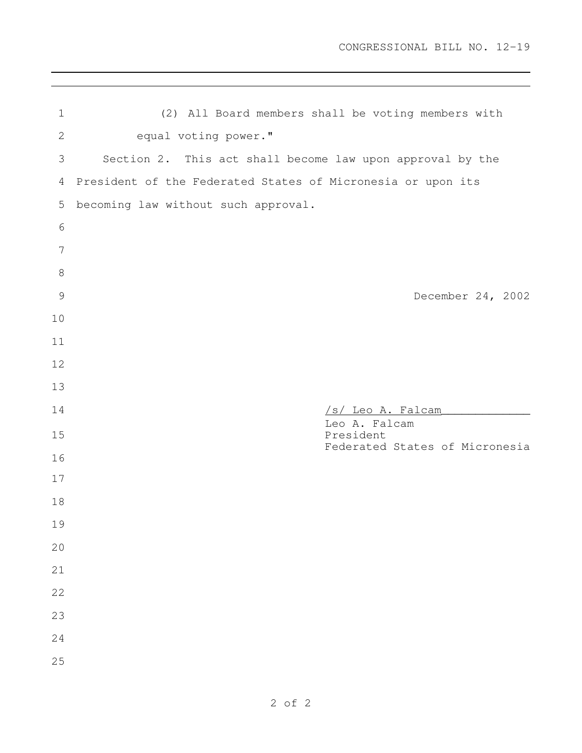(2) All Board members shall be voting members with equal voting power."

Section 2. This act shall become law upon approval by the President of the Federated States of Micronesia or upon its becoming law without such approval.

December 24, 2002

/s/ Leo A. Falcam
Leo A. Falcam
President
Federated States of Micronesia